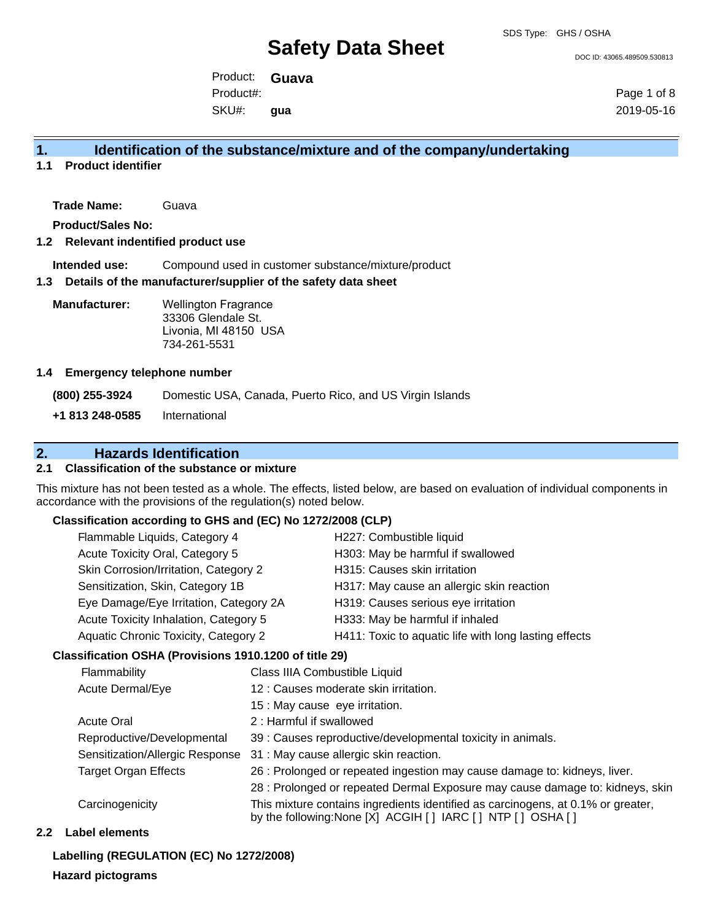# Safety Data Sheet

SDS Type: GHS / OSHA

DOC ID: 43065.489509.530813

Product: **Guava**
Product#:
SKU#: **gua**

2019-05-16

## 1. Identification of the substance/mixture and of the company/undertaking

### 1.1 Product identifier

**Trade Name:** Guava

**Product/Sales No:**

### 1.2 Relevant indentified product use

**Intended use:** Compound used in customer substance/mixture/product

### 1.3 Details of the manufacturer/supplier of the safety data sheet

**Manufacturer:** Wellington Fragrance
33306 Glendale St.
Livonia, MI 48150 USA
734-261-5531

### 1.4 Emergency telephone number

**(800) 255-3924** Domestic USA, Canada, Puerto Rico, and US Virgin Islands

**+1 813 248-0585** International

## 2. Hazards Identification

### 2.1 Classification of the substance or mixture

This mixture has not been tested as a whole. The effects, listed below, are based on evaluation of individual components in accordance with the provisions of the regulation(s) noted below.

**Classification according to GHS and (EC) No 1272/2008 (CLP)**

| | |
|---|---|
| Flammable Liquids, Category 4 | H227: Combustible liquid |
| Acute Toxicity Oral, Category 5 | H303: May be harmful if swallowed |
| Skin Corrosion/Irritation, Category 2 | H315: Causes skin irritation |
| Sensitization, Skin, Category 1B | H317: May cause an allergic skin reaction |
| Eye Damage/Eye Irritation, Category 2A | H319: Causes serious eye irritation |
| Acute Toxicity Inhalation, Category 5 | H333: May be harmful if inhaled |
| Aquatic Chronic Toxicity, Category 2 | H411: Toxic to aquatic life with long lasting effects |

**Classification OSHA (Provisions 1910.1200 of title 29)**

| | |
|---|---|
| Flammability | Class IIIA Combustible Liquid |
| Acute Dermal/Eye | 12 : Causes moderate skin irritation. |
| | 15 : May cause eye irritation. |
| Acute Oral | 2 : Harmful if swallowed |
| Reproductive/Developmental | 39 : Causes reproductive/developmental toxicity in animals. |
| Sensitization/Allergic Response | 31 : May cause allergic skin reaction. |
| Target Organ Effects | 26 : Prolonged or repeated ingestion may cause damage to: kidneys, liver. |
| | 28 : Prolonged or repeated Dermal Exposure may cause damage to: kidneys, skin |
| Carcinogenicity | This mixture contains ingredients identified as carcinogens, at 0.1% or greater, by the following:None [X] ACGIH [ ] IARC [ ] NTP [ ] OSHA [ ] |

### 2.2 Label elements

**Labelling (REGULATION (EC) No 1272/2008)**

**Hazard pictograms**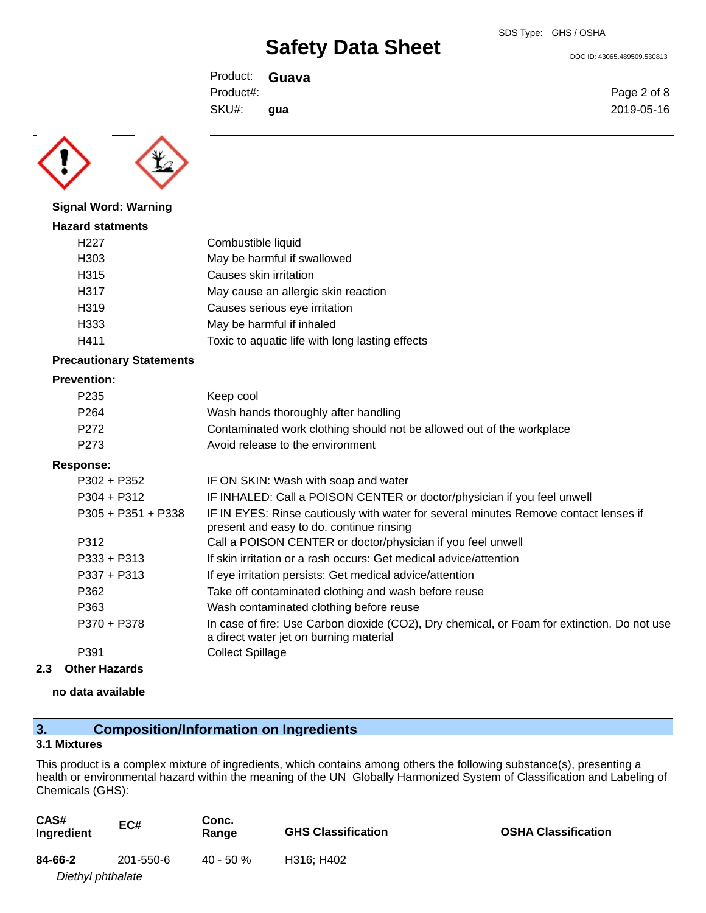**Signal Word: Warning**

**Hazard statments**

| | |
|---|---|
| H227 | Combustible liquid |
| H303 | May be harmful if swallowed |
| H315 | Causes skin irritation |
| H317 | May cause an allergic skin reaction |
| H319 | Causes serious eye irritation |
| H333 | May be harmful if inhaled |
| H411 | Toxic to aquatic life with long lasting effects |

**Precautionary Statements**

**Prevention:**

| | |
|---|---|
| P235 | Keep cool |
| P264 | Wash hands thoroughly after handling |
| P272 | Contaminated work clothing should not be allowed out of the workplace |
| P273 | Avoid release to the environment |

**Response:**

| | |
|---|---|
| P302 + P352 | IF ON SKIN: Wash with soap and water |
| P304 + P312 | IF INHALED: Call a POISON CENTER or doctor/physician if you feel unwell |
| P305 + P351 + P338 | IF IN EYES: Rinse cautiously with water for several minutes Remove contact lenses if present and easy to do. continue rinsing |
| P312 | Call a POISON CENTER or doctor/physician if you feel unwell |
| P333 + P313 | If skin irritation or a rash occurs: Get medical advice/attention |
| P337 + P313 | If eye irritation persists: Get medical advice/attention |
| P362 | Take off contaminated clothing and wash before reuse |
| P363 | Wash contaminated clothing before reuse |
| P370 + P378 | In case of fire: Use Carbon dioxide ($CO_2$), Dry chemical, or Foam for extinction. Do not use a direct water jet on burning material |
| P391 | Collect Spillage |

### 2.3 Other Hazards

**no data available**

## 3. Composition/Information on Ingredients

### 3.1 Mixtures

This product is a complex mixture of ingredients, which contains among others the following substance(s), presenting a health or environmental hazard within the meaning of the UN Globally Harmonized System of Classification and Labeling of Chemicals (GHS):

| CAS# Ingredient | EC# | Conc. Range | GHS Classification | OSHA Classification |
|---|---|---|---|---|
| **84-66-2** *Diethyl phthalate* | 201-550-6 | 40 - 50 % | H316; H402 | |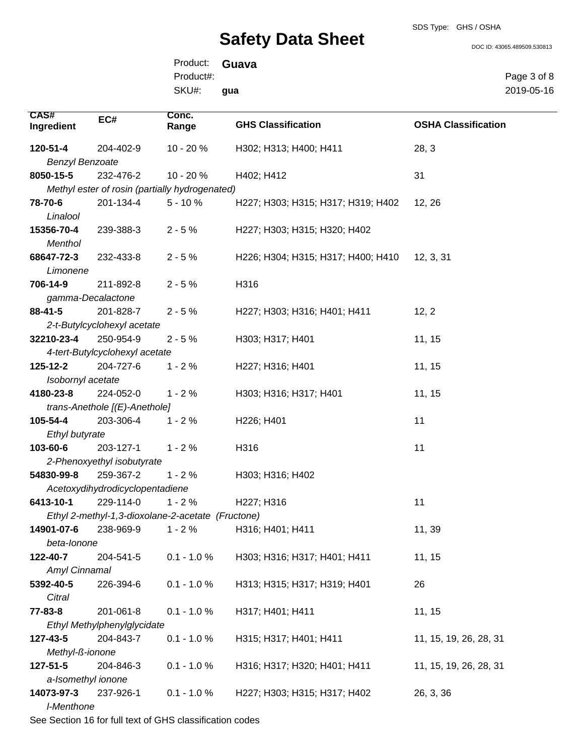| CAS# Ingredient | EC# | Conc. Range | GHS Classification | OSHA Classification |
|---|---|---|---|---|
| **120-51-4** *Benzyl Benzoate* | 204-402-9 | 10 - 20 % | H302; H313; H400; H411 | 28, 3 |
| **8050-15-5** *Methyl ester of rosin (partially hydrogenated)* | 232-476-2 | 10 - 20 % | H402; H412 | 31 |
| **78-70-6** *Linalool* | 201-134-4 | 5 - 10 % | H227; H303; H315; H317; H319; H402 | 12, 26 |
| **15356-70-4** *Menthol* | 239-388-3 | 2 - 5 % | H227; H303; H315; H320; H402 | |
| **68647-72-3** *Limonene* | 232-433-8 | 2 - 5 % | H226; H304; H315; H317; H400; H410 | 12, 3, 31 |
| **706-14-9** *gamma-Decalactone* | 211-892-8 | 2 - 5 % | H316 | |
| **88-41-5** *2-t-Butylcyclohexyl acetate* | 201-828-7 | 2 - 5 % | H227; H303; H316; H401; H411 | 12, 2 |
| **32210-23-4** *4-tert-Butylcyclohexyl acetate* | 250-954-9 | 2 - 5 % | H303; H317; H401 | 11, 15 |
| **125-12-2** *Isobornyl acetate* | 204-727-6 | 1 - 2 % | H227; H316; H401 | 11, 15 |
| **4180-23-8** *trans-Anethole [(E)-Anethole]* | 224-052-0 | 1 - 2 % | H303; H316; H317; H401 | 11, 15 |
| **105-54-4** *Ethyl butyrate* | 203-306-4 | 1 - 2 % | H226; H401 | 11 |
| **103-60-6** *2-Phenoxyethyl isobutyrate* | 203-127-1 | 1 - 2 % | H316 | 11 |
| **54830-99-8** *Acetoxydihydrodicyclopentadiene* | 259-367-2 | 1 - 2 % | H303; H316; H402 | |
| **6413-10-1** *Ethyl 2-methyl-1,3-dioxolane-2-acetate (Fructone)* | 229-114-0 | 1 - 2 % | H227; H316 | 11 |
| **14901-07-6** *beta-Ionone* | 238-969-9 | 1 - 2 % | H316; H401; H411 | 11, 39 |
| **122-40-7** *Amyl Cinnamal* | 204-541-5 | 0.1 - 1.0 % | H303; H316; H317; H401; H411 | 11, 15 |
| **5392-40-5** *Citral* | 226-394-6 | 0.1 - 1.0 % | H313; H315; H317; H319; H401 | 26 |
| **77-83-8** *Ethyl Methylphenylglycidate* | 201-061-8 | 0.1 - 1.0 % | H317; H401; H411 | 11, 15 |
| **127-43-5** *Methyl-ß-ionone* | 204-843-7 | 0.1 - 1.0 % | H315; H317; H401; H411 | 11, 15, 19, 26, 28, 31 |
| **127-51-5** *a-Isomethyl ionone* | 204-846-3 | 0.1 - 1.0 % | H316; H317; H320; H401; H411 | 11, 15, 19, 26, 28, 31 |
| **14073-97-3** *l-Menthone* | 237-926-1 | 0.1 - 1.0 % | H227; H303; H315; H317; H402 | 26, 3, 36 |

See Section 16 for full text of GHS classification codes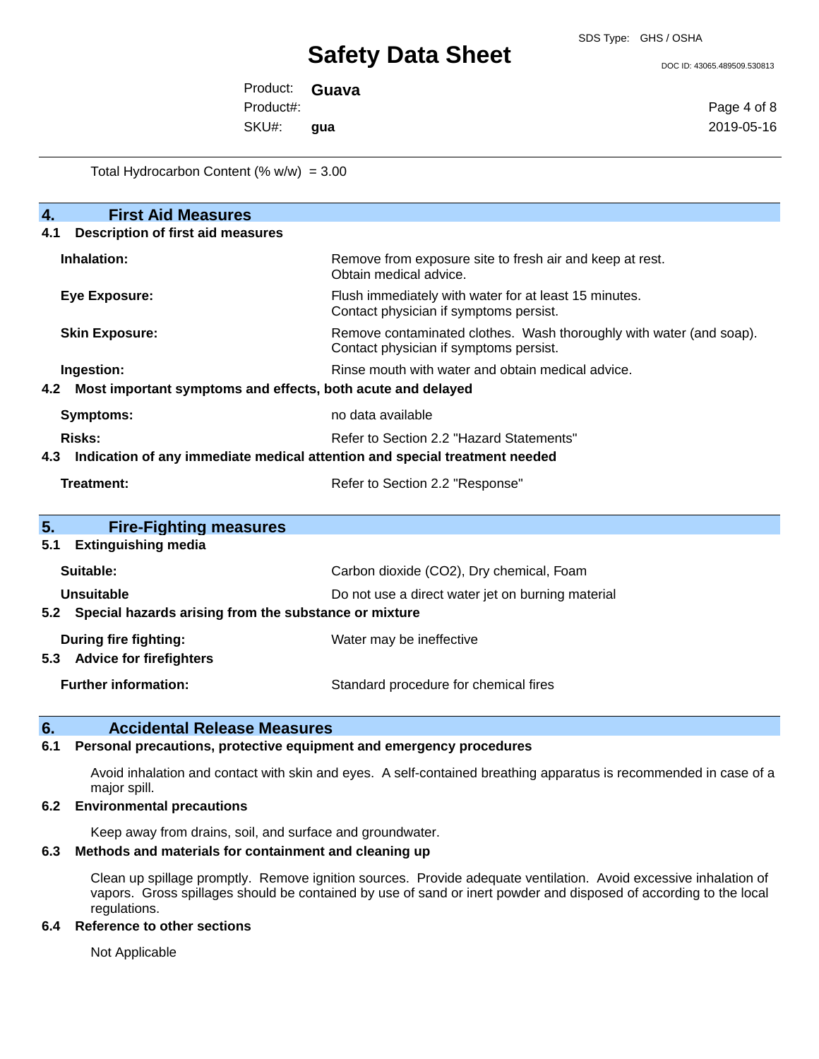Total Hydrocarbon Content (% w/w) = 3.00

## 4. First Aid Measures

### 4.1 Description of first aid measures

**Inhalation:** Remove from exposure site to fresh air and keep at rest. Obtain medical advice.

**Eye Exposure:** Flush immediately with water for at least 15 minutes. Contact physician if symptoms persist.

**Skin Exposure:** Remove contaminated clothes. Wash thoroughly with water (and soap). Contact physician if symptoms persist.

**Ingestion:** Rinse mouth with water and obtain medical advice.

### 4.2 Most important symptoms and effects, both acute and delayed

**Symptoms:** no data available

**Risks:** Refer to Section 2.2 "Hazard Statements"

### 4.3 Indication of any immediate medical attention and special treatment needed

**Treatment:** Refer to Section 2.2 "Response"

## 5. Fire-Fighting measures

### 5.1 Extinguishing media

**Suitable:** Carbon dioxide ($CO_2$), Dry chemical, Foam

**Unsuitable** Do not use a direct water jet on burning material

### 5.2 Special hazards arising from the substance or mixture

**During fire fighting:** Water may be ineffective

### 5.3 Advice for firefighters

**Further information:** Standard procedure for chemical fires

## 6. Accidental Release Measures

### 6.1 Personal precautions, protective equipment and emergency procedures

Avoid inhalation and contact with skin and eyes. A self-contained breathing apparatus is recommended in case of a major spill.

### 6.2 Environmental precautions

Keep away from drains, soil, and surface and groundwater.

### 6.3 Methods and materials for containment and cleaning up

Clean up spillage promptly. Remove ignition sources. Provide adequate ventilation. Avoid excessive inhalation of vapors. Gross spillages should be contained by use of sand or inert powder and disposed of according to the local regulations.

### 6.4 Reference to other sections

Not Applicable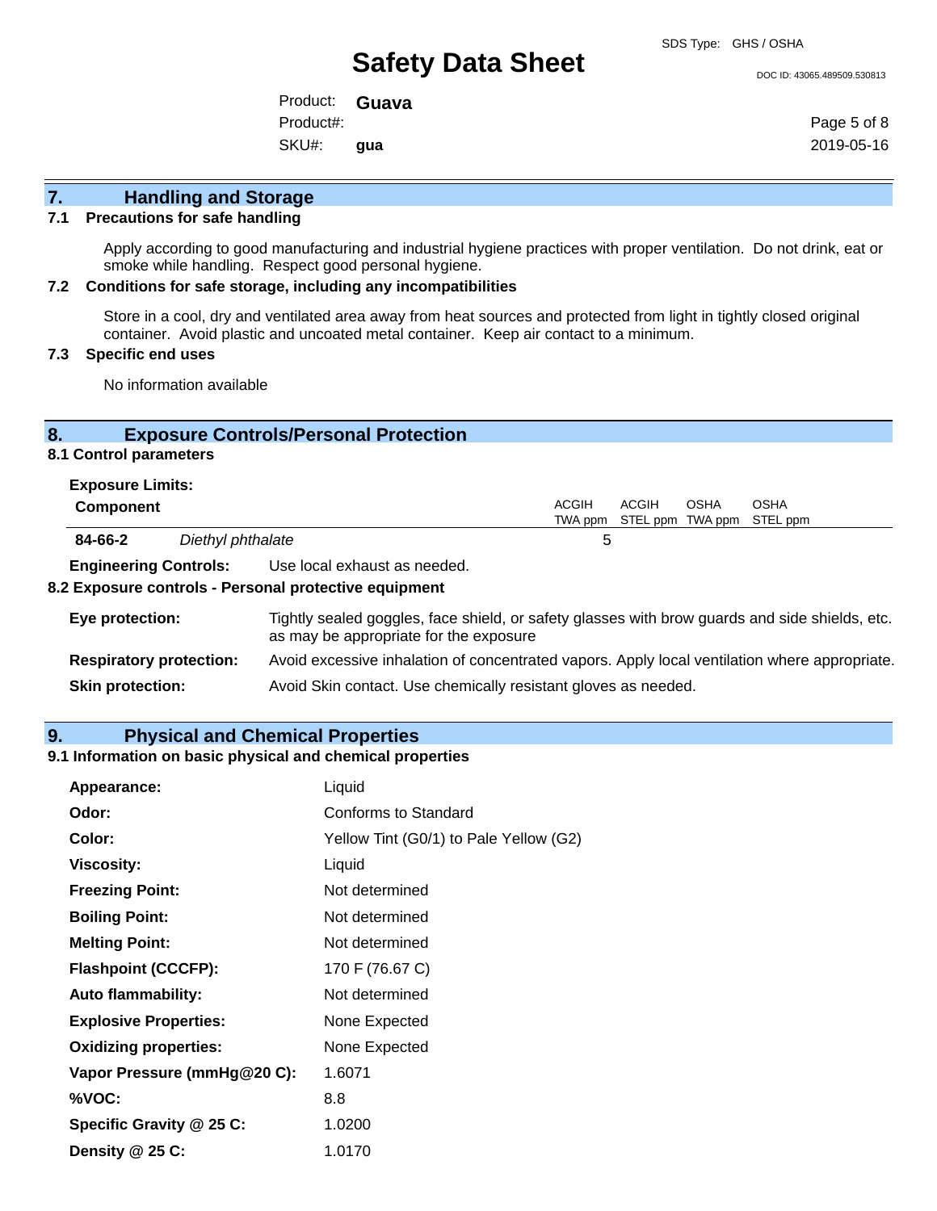## 7. Handling and Storage

### 7.1 Precautions for safe handling

Apply according to good manufacturing and industrial hygiene practices with proper ventilation. Do not drink, eat or smoke while handling. Respect good personal hygiene.

### 7.2 Conditions for safe storage, including any incompatibilities

Store in a cool, dry and ventilated area away from heat sources and protected from light in tightly closed original container. Avoid plastic and uncoated metal container. Keep air contact to a minimum.

### 7.3 Specific end uses

No information available

## 8. Exposure Controls/Personal Protection

### 8.1 Control parameters

**Exposure Limits:**

| Component | | ACGIH TWA ppm | ACGIH STEL ppm | OSHA TWA ppm | OSHA STEL ppm |
|---|---|---|---|---|---|
| **84-66-2** | *Diethyl phthalate* | 5 | | | |

**Engineering Controls:** Use local exhaust as needed.

### 8.2 Exposure controls - Personal protective equipment

**Eye protection:** Tightly sealed goggles, face shield, or safety glasses with brow guards and side shields, etc. as may be appropriate for the exposure

**Respiratory protection:** Avoid excessive inhalation of concentrated vapors. Apply local ventilation where appropriate.

**Skin protection:** Avoid Skin contact. Use chemically resistant gloves as needed.

## 9. Physical and Chemical Properties

### 9.1 Information on basic physical and chemical properties

| | |
|---|---|
| **Appearance:** | Liquid |
| **Odor:** | Conforms to Standard |
| **Color:** | Yellow Tint (G0/1) to Pale Yellow (G2) |
| **Viscosity:** | Liquid |
| **Freezing Point:** | Not determined |
| **Boiling Point:** | Not determined |
| **Melting Point:** | Not determined |
| **Flashpoint (CCCFP):** | 170 F (76.67 C) |
| **Auto flammability:** | Not determined |
| **Explosive Properties:** | None Expected |
| **Oxidizing properties:** | None Expected |
| **Vapor Pressure (mmHg@20 C):** | 1.6071 |
| **%VOC:** | 8.8 |
| **Specific Gravity @ 25 C:** | 1.0200 |
| **Density @ 25 C:** | 1.0170 |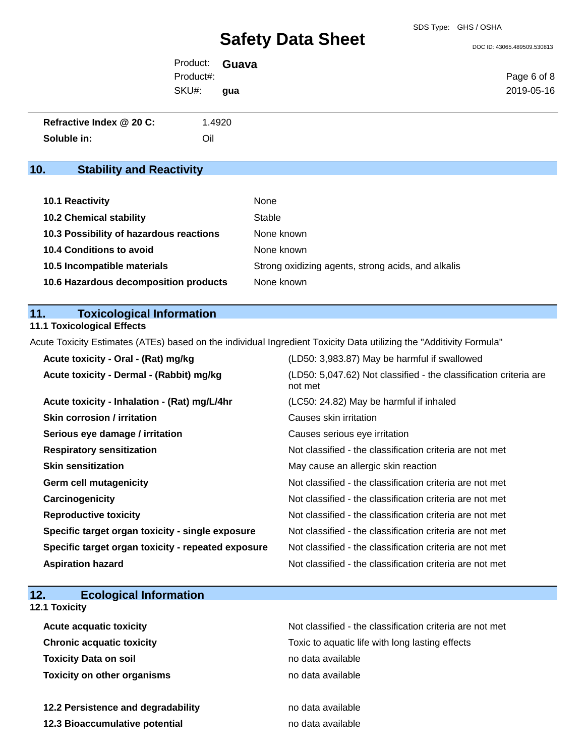| | |
|---|---|
| **Refractive Index @ 20 C:** | 1.4920 |
| **Soluble in:** | Oil |

## 10. Stability and Reactivity

| | |
|---|---|
| **10.1 Reactivity** | None |
| **10.2 Chemical stability** | Stable |
| **10.3 Possibility of hazardous reactions** | None known |
| **10.4 Conditions to avoid** | None known |
| **10.5 Incompatible materials** | Strong oxidizing agents, strong acids, and alkalis |
| **10.6 Hazardous decomposition products** | None known |

## 11. Toxicological Information

### 11.1 Toxicological Effects

Acute Toxicity Estimates (ATEs) based on the individual Ingredient Toxicity Data utilizing the "Additivity Formula"

| | |
|---|---|
| **Acute toxicity - Oral - (Rat) mg/kg** | (LD50: 3,983.87) May be harmful if swallowed |
| **Acute toxicity - Dermal - (Rabbit) mg/kg** | (LD50: 5,047.62) Not classified - the classification criteria are not met |
| **Acute toxicity - Inhalation - (Rat) mg/L/4hr** | (LC50: 24.82) May be harmful if inhaled |
| **Skin corrosion / irritation** | Causes skin irritation |
| **Serious eye damage / irritation** | Causes serious eye irritation |
| **Respiratory sensitization** | Not classified - the classification criteria are not met |
| **Skin sensitization** | May cause an allergic skin reaction |
| **Germ cell mutagenicity** | Not classified - the classification criteria are not met |
| **Carcinogenicity** | Not classified - the classification criteria are not met |
| **Reproductive toxicity** | Not classified - the classification criteria are not met |
| **Specific target organ toxicity - single exposure** | Not classified - the classification criteria are not met |
| **Specific target organ toxicity - repeated exposure** | Not classified - the classification criteria are not met |
| **Aspiration hazard** | Not classified - the classification criteria are not met |

## 12. Ecological Information

### 12.1 Toxicity

| | |
|---|---|
| **Acute acquatic toxicity** | Not classified - the classification criteria are not met |
| **Chronic acquatic toxicity** | Toxic to aquatic life with long lasting effects |
| **Toxicity Data on soil** | no data available |
| **Toxicity on other organisms** | no data available |

| | |
|---|---|
| **12.2 Persistence and degradability** | no data available |
| **12.3 Bioaccumulative potential** | no data available |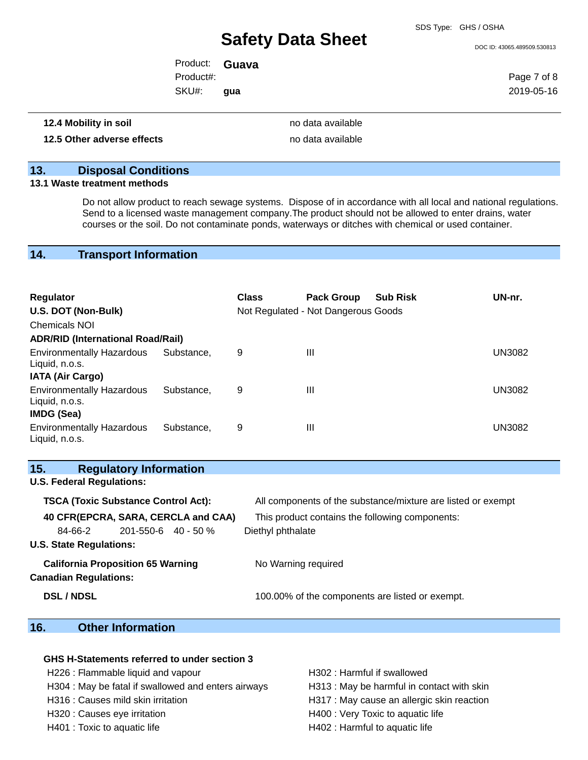**12.4 Mobility in soil** no data available

**12.5 Other adverse effects** no data available

## 13. Disposal Conditions

**13.1 Waste treatment methods**

Do not allow product to reach sewage systems. Dispose of in accordance with all local and national regulations. Send to a licensed waste management company.The product should not be allowed to enter drains, water courses or the soil. Do not contaminate ponds, waterways or ditches with chemical or used container.

## 14. Transport Information

| Regulator | Class | Pack Group | Sub Risk | UN-nr. |
|---|---|---|---|---|
| **U.S. DOT (Non-Bulk)** | Not Regulated - Not Dangerous Goods | | | |
| Chemicals NOI | | | | |
| **ADR/RID (International Road/Rail)** | | | | |
| Environmentally Hazardous Substance, Liquid, n.o.s. | 9 | III | | UN3082 |
| **IATA (Air Cargo)** | | | | |
| Environmentally Hazardous Substance, Liquid, n.o.s. | 9 | III | | UN3082 |
| **IMDG (Sea)** | | | | |
| Environmentally Hazardous Substance, Liquid, n.o.s. | 9 | III | | UN3082 |

## 15. Regulatory Information

**U.S. Federal Regulations:**

**TSCA (Toxic Substance Control Act):** All components of the substance/mixture are listed or exempt

**40 CFR(EPCRA, SARA, CERCLA and CAA)** This product contains the following components:

| | | | |
|---|---|---|---|
| 84-66-2 | 201-550-6 | 40 - 50 % | Diethyl phthalate |

**U.S. State Regulations:**

**California Proposition 65 Warning** No Warning required

**Canadian Regulations:**

**DSL / NDSL** 100.00% of the components are listed or exempt.

## 16. Other Information

**GHS H-Statements referred to under section 3**

H226 : Flammable liquid and vapour
H304 : May be fatal if swallowed and enters airways
H316 : Causes mild skin irritation
H320 : Causes eye irritation
H401 : Toxic to aquatic life
H302 : Harmful if swallowed
H313 : May be harmful in contact with skin
H317 : May cause an allergic skin reaction
H400 : Very Toxic to aquatic life
H402 : Harmful to aquatic life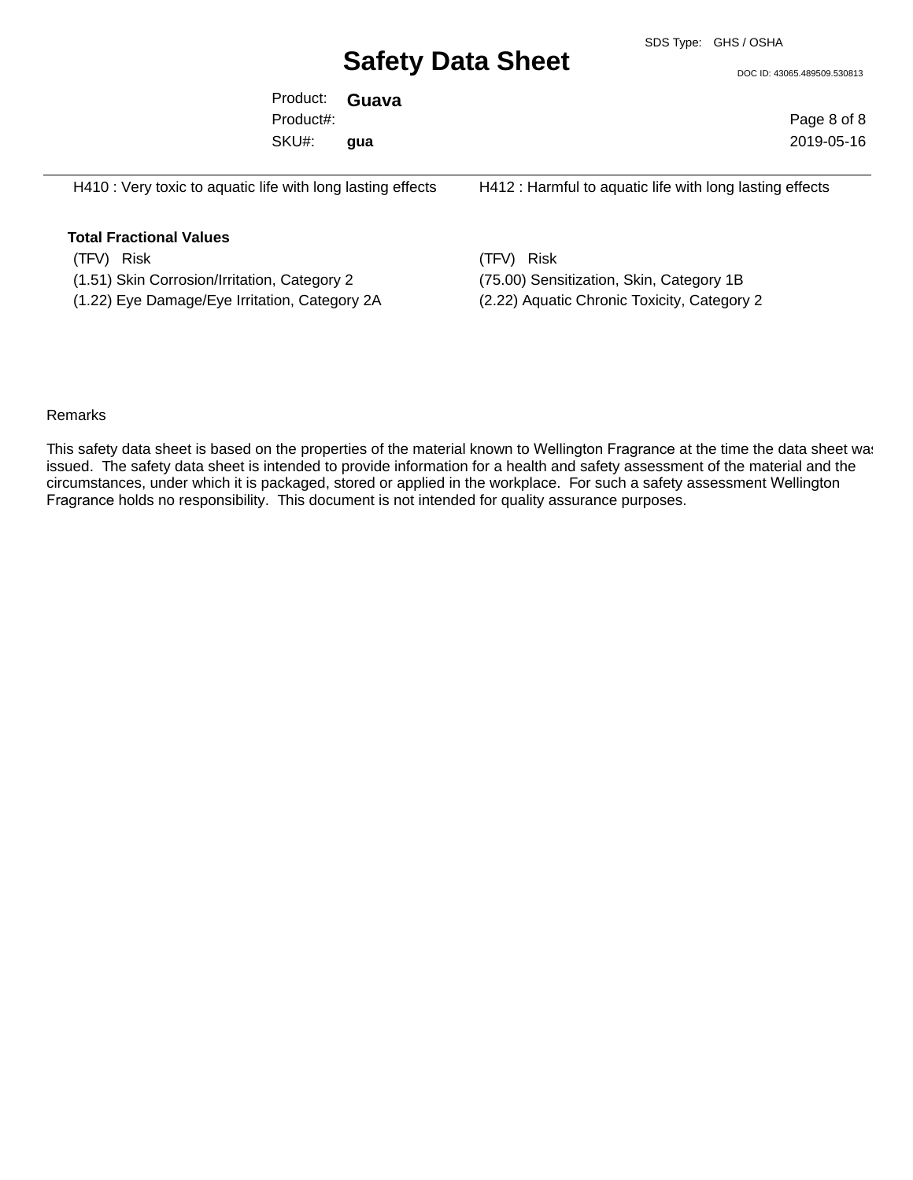H410 : Very toxic to aquatic life with long lasting effects

H412 : Harmful to aquatic life with long lasting effects

**Total Fractional Values**

| (TFV) Risk | (TFV) Risk |
|---|---|
| (1.51) Skin Corrosion/Irritation, Category 2 | (75.00) Sensitization, Skin, Category 1B |
| (1.22) Eye Damage/Eye Irritation, Category 2A | (2.22) Aquatic Chronic Toxicity, Category 2 |

Remarks

This safety data sheet is based on the properties of the material known to Wellington Fragrance at the time the data sheet was issued. The safety data sheet is intended to provide information for a health and safety assessment of the material and the circumstances, under which it is packaged, stored or applied in the workplace. For such a safety assessment Wellington Fragrance holds no responsibility. This document is not intended for quality assurance purposes.